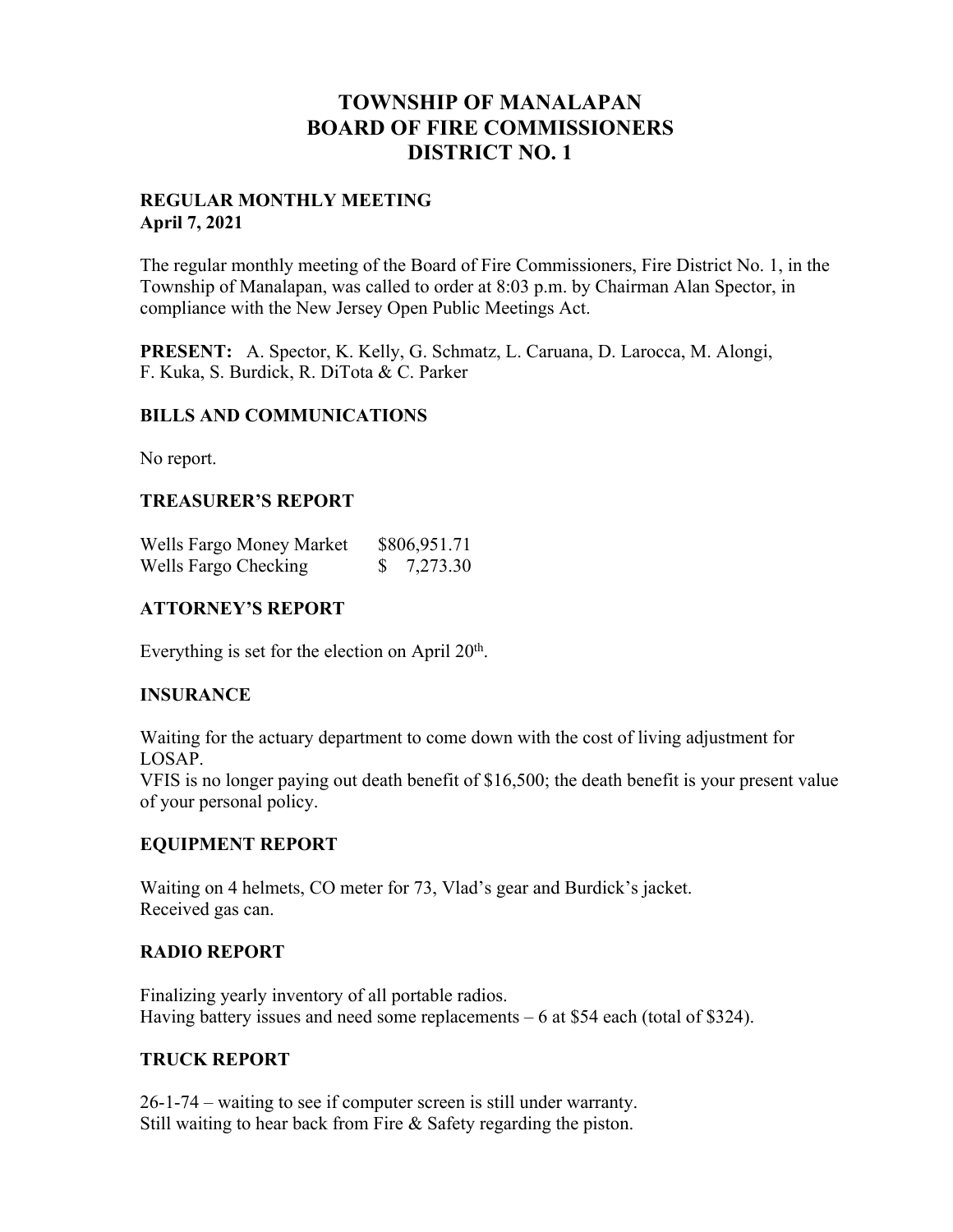# TOWNSHIP OF MANALAPAN
# BOARD OF FIRE COMMISSIONERS
# DISTRICT NO. 1

**REGULAR MONTHLY MEETING**
**April 7, 2021**

The regular monthly meeting of the Board of Fire Commissioners, Fire District No. 1, in the Township of Manalapan, was called to order at 8:03 p.m. by Chairman Alan Spector, in compliance with the New Jersey Open Public Meetings Act.

**PRESENT:** A. Spector, K. Kelly, G. Schmatz, L. Caruana, D. Larocca, M. Alongi, F. Kuka, S. Burdick, R. DiTota & C. Parker

## BILLS AND COMMUNICATIONS

No report.

## TREASURER'S REPORT

| | |
|---|---|
| Wells Fargo Money Market | $806,951.71 |
| Wells Fargo Checking | $ 7,273.30 |

## ATTORNEY'S REPORT

Everything is set for the election on April 20th.

## INSURANCE

Waiting for the actuary department to come down with the cost of living adjustment for LOSAP.
VFIS is no longer paying out death benefit of $16,500; the death benefit is your present value of your personal policy.

## EQUIPMENT REPORT

Waiting on 4 helmets, CO meter for 73, Vlad's gear and Burdick's jacket.
Received gas can.

## RADIO REPORT

Finalizing yearly inventory of all portable radios.
Having battery issues and need some replacements – 6 at $54 each (total of $324).

## TRUCK REPORT

26-1-74 – waiting to see if computer screen is still under warranty.
Still waiting to hear back from Fire & Safety regarding the piston.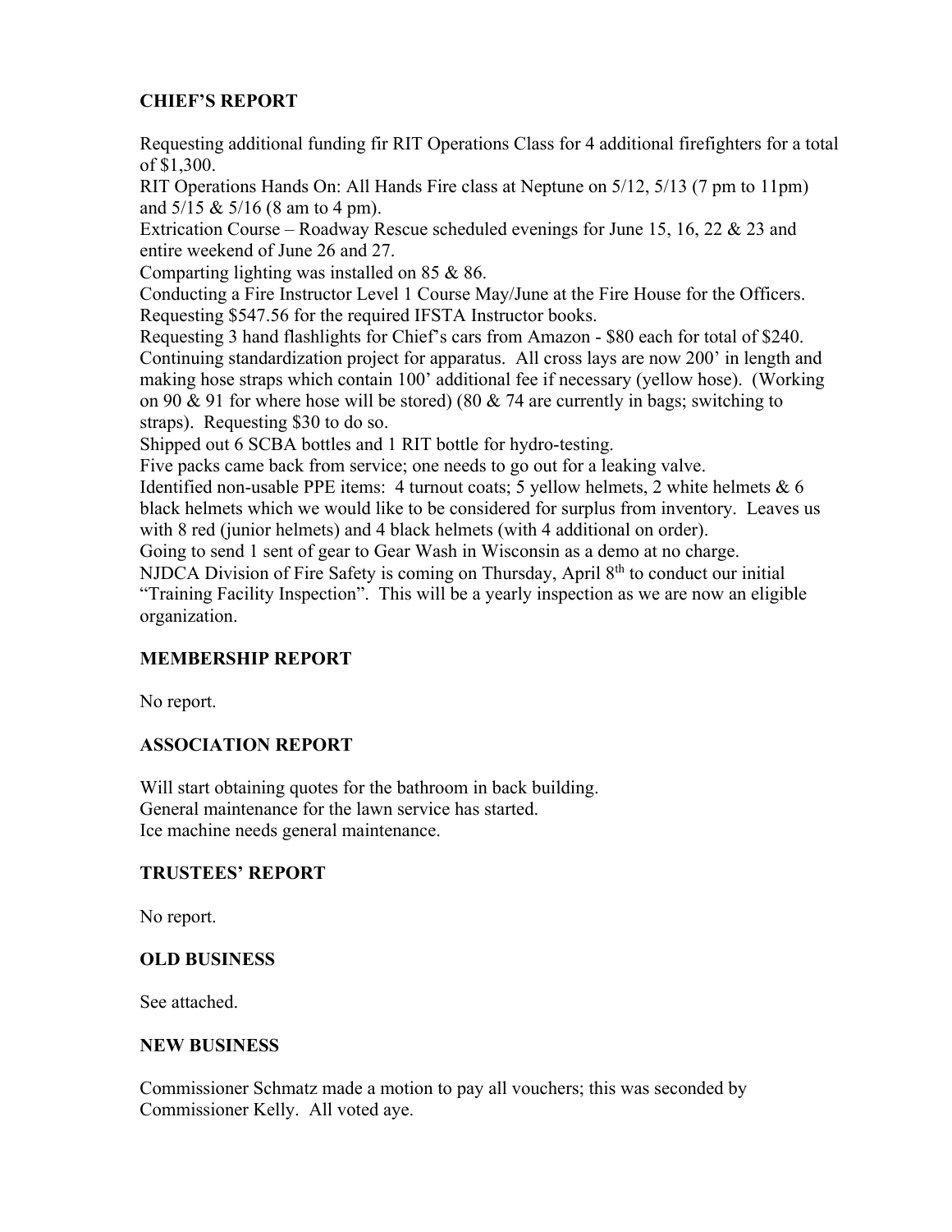## CHIEF'S REPORT

Requesting additional funding fir RIT Operations Class for 4 additional firefighters for a total of $1,300.
RIT Operations Hands On: All Hands Fire class at Neptune on 5/12, 5/13 (7 pm to 11pm) and 5/15 & 5/16 (8 am to 4 pm).
Extrication Course – Roadway Rescue scheduled evenings for June 15, 16, 22 & 23 and entire weekend of June 26 and 27.
Comparting lighting was installed on 85 & 86.
Conducting a Fire Instructor Level 1 Course May/June at the Fire House for the Officers. Requesting $547.56 for the required IFSTA Instructor books.
Requesting 3 hand flashlights for Chief's cars from Amazon - $80 each for total of $240.
Continuing standardization project for apparatus. All cross lays are now 200' in length and making hose straps which contain 100' additional fee if necessary (yellow hose). (Working on 90 & 91 for where hose will be stored) (80 & 74 are currently in bags; switching to straps). Requesting $30 to do so.
Shipped out 6 SCBA bottles and 1 RIT bottle for hydro-testing.
Five packs came back from service; one needs to go out for a leaking valve.
Identified non-usable PPE items: 4 turnout coats; 5 yellow helmets, 2 white helmets & 6 black helmets which we would like to be considered for surplus from inventory. Leaves us with 8 red (junior helmets) and 4 black helmets (with 4 additional on order).
Going to send 1 sent of gear to Gear Wash in Wisconsin as a demo at no charge.
NJDCA Division of Fire Safety is coming on Thursday, April 8th to conduct our initial "Training Facility Inspection". This will be a yearly inspection as we are now an eligible organization.

## MEMBERSHIP REPORT

No report.

## ASSOCIATION REPORT

Will start obtaining quotes for the bathroom in back building.
General maintenance for the lawn service has started.
Ice machine needs general maintenance.

## TRUSTEES' REPORT

No report.

## OLD BUSINESS

See attached.

## NEW BUSINESS

Commissioner Schmatz made a motion to pay all vouchers; this was seconded by Commissioner Kelly. All voted aye.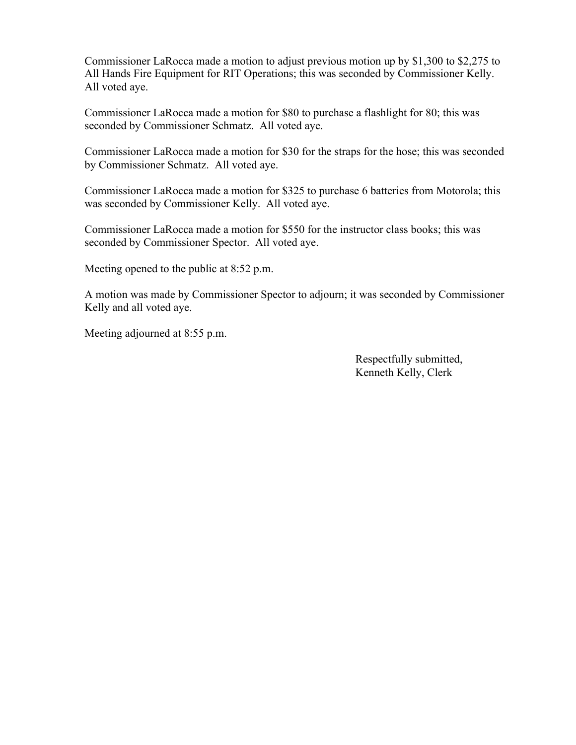Commissioner LaRocca made a motion to adjust previous motion up by $1,300 to $2,275 to All Hands Fire Equipment for RIT Operations; this was seconded by Commissioner Kelly. All voted aye.

Commissioner LaRocca made a motion for $80 to purchase a flashlight for 80; this was seconded by Commissioner Schmatz. All voted aye.

Commissioner LaRocca made a motion for $30 for the straps for the hose; this was seconded by Commissioner Schmatz. All voted aye.

Commissioner LaRocca made a motion for $325 to purchase 6 batteries from Motorola; this was seconded by Commissioner Kelly. All voted aye.

Commissioner LaRocca made a motion for $550 for the instructor class books; this was seconded by Commissioner Spector. All voted aye.

Meeting opened to the public at 8:52 p.m.

A motion was made by Commissioner Spector to adjourn; it was seconded by Commissioner Kelly and all voted aye.

Meeting adjourned at 8:55 p.m.

Respectfully submitted,
Kenneth Kelly, Clerk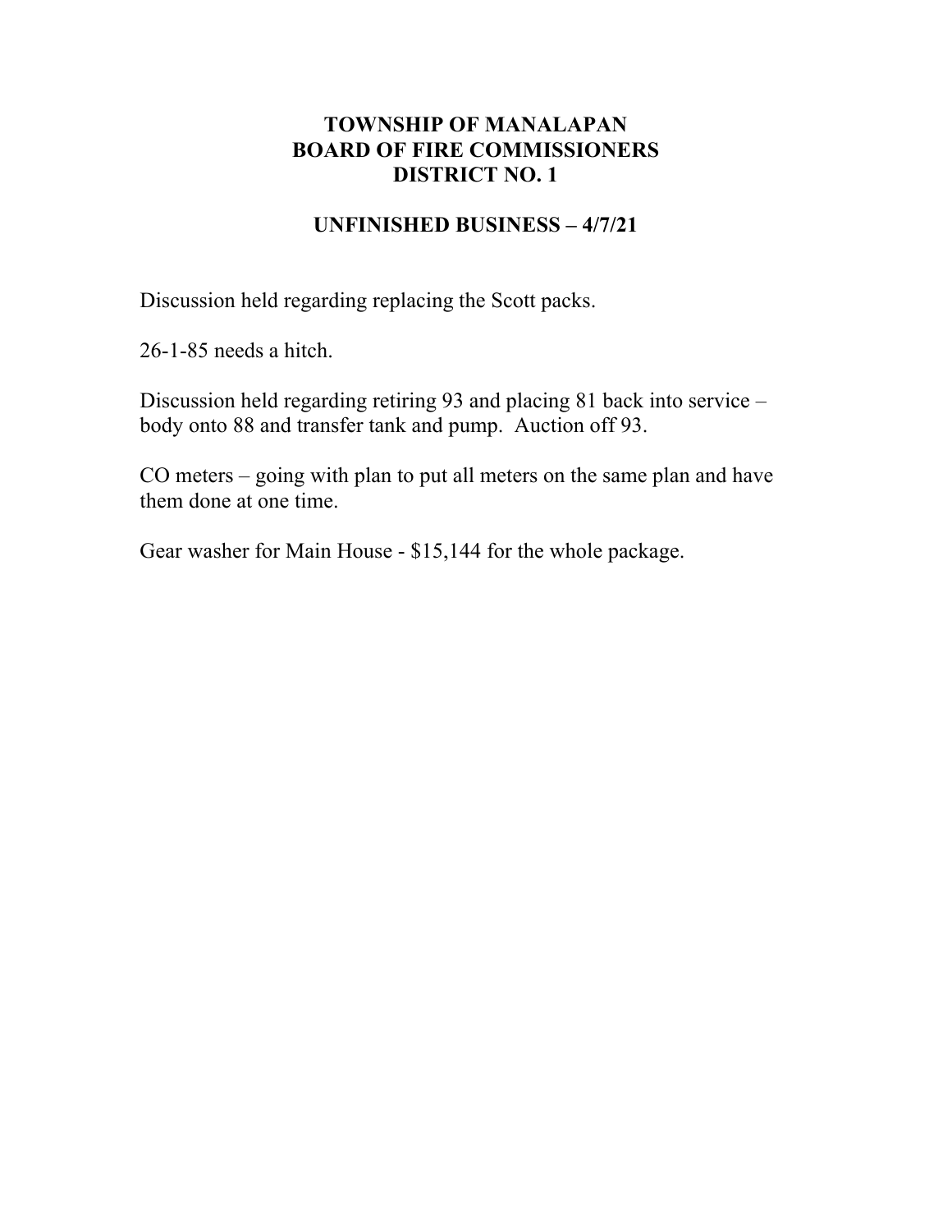# TOWNSHIP OF MANALAPAN
# BOARD OF FIRE COMMISSIONERS
# DISTRICT NO. 1

## UNFINISHED BUSINESS – 4/7/21

Discussion held regarding replacing the Scott packs.

26-1-85 needs a hitch.

Discussion held regarding retiring 93 and placing 81 back into service – body onto 88 and transfer tank and pump. Auction off 93.

CO meters – going with plan to put all meters on the same plan and have them done at one time.

Gear washer for Main House - $15,144 for the whole package.